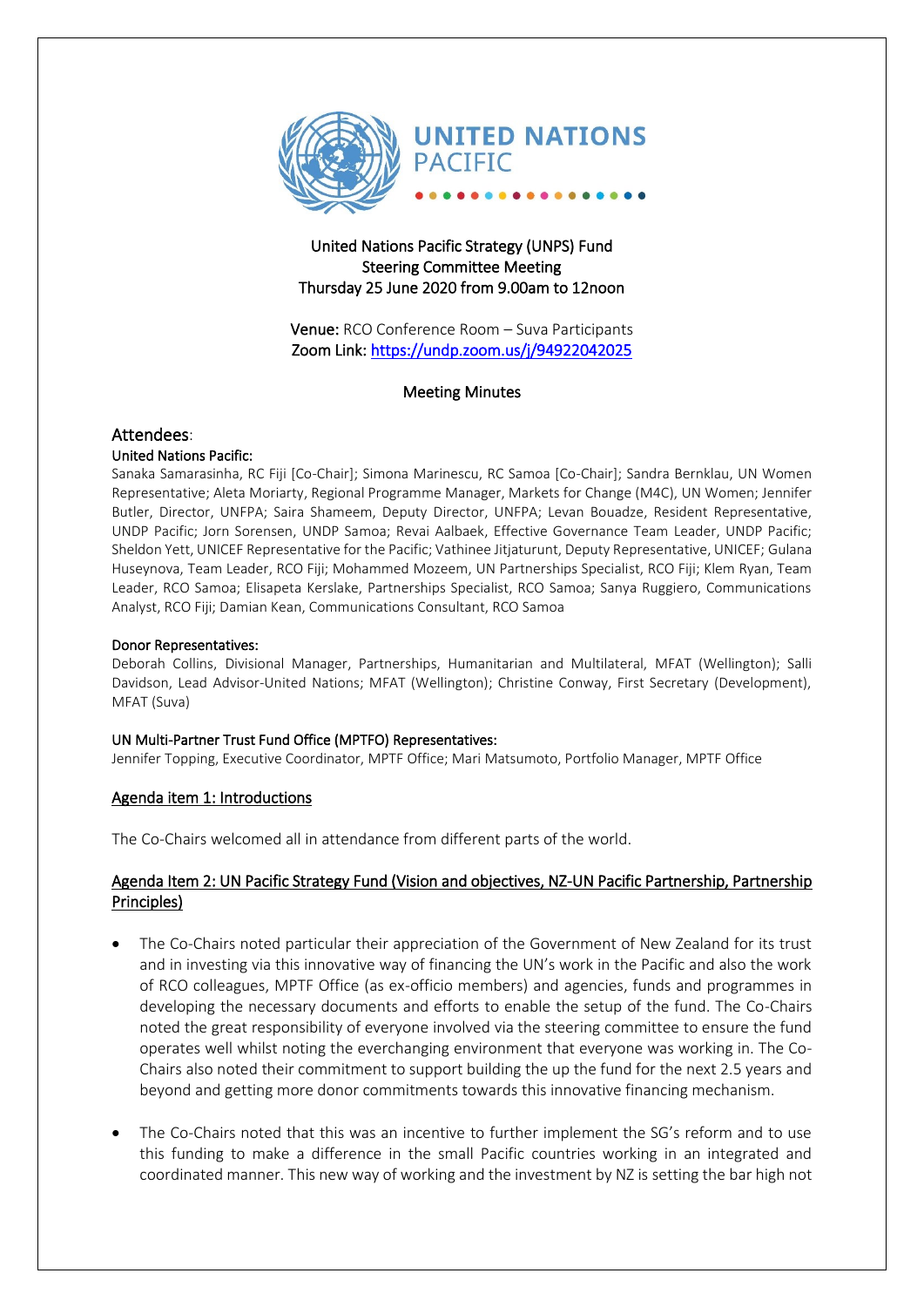United Nations Pacific Strategy (UNPS) Fund
Steering Committee Meeting
Thursday 25 June 2020 from 9.00am to 12noon

**Venue:** RCO Conference Room – Suva Participants
**Zoom Link:** https://undp.zoom.us/j/94922042025

## Meeting Minutes

## Attendees:

**United Nations Pacific:**
Sanaka Samarasinha, RC Fiji [Co-Chair]; Simona Marinescu, RC Samoa [Co-Chair]; Sandra Bernklau, UN Women Representative; Aleta Moriarty, Regional Programme Manager, Markets for Change (M4C), UN Women; Jennifer Butler, Director, UNFPA; Saira Shameem, Deputy Director, UNFPA; Levan Bouadze, Resident Representative, UNDP Pacific; Jorn Sorensen, UNDP Samoa; Revai Aalbaek, Effective Governance Team Leader, UNDP Pacific; Sheldon Yett, UNICEF Representative for the Pacific; Vathinee Jitjaturunt, Deputy Representative, UNICEF; Gulana Huseynova, Team Leader, RCO Fiji; Mohammed Mozeem, UN Partnerships Specialist, RCO Fiji; Klem Ryan, Team Leader, RCO Samoa; Elisapeta Kerslake, Partnerships Specialist, RCO Samoa; Sanya Ruggiero, Communications Analyst, RCO Fiji; Damian Kean, Communications Consultant, RCO Samoa

**Donor Representatives:**
Deborah Collins, Divisional Manager, Partnerships, Humanitarian and Multilateral, MFAT (Wellington); Salli Davidson, Lead Advisor-United Nations; MFAT (Wellington); Christine Conway, First Secretary (Development), MFAT (Suva)

**UN Multi-Partner Trust Fund Office (MPTFO) Representatives:**
Jennifer Topping, Executive Coordinator, MPTF Office; Mari Matsumoto, Portfolio Manager, MPTF Office

### Agenda item 1: Introductions

The Co-Chairs welcomed all in attendance from different parts of the world.

### Agenda Item 2: UN Pacific Strategy Fund (Vision and objectives, NZ-UN Pacific Partnership, Partnership Principles)

- The Co-Chairs noted particular their appreciation of the Government of New Zealand for its trust and in investing via this innovative way of financing the UN's work in the Pacific and also the work of RCO colleagues, MPTF Office (as ex-officio members) and agencies, funds and programmes in developing the necessary documents and efforts to enable the setup of the fund. The Co-Chairs noted the great responsibility of everyone involved via the steering committee to ensure the fund operates well whilst noting the everchanging environment that everyone was working in. The Co-Chairs also noted their commitment to support building the up the fund for the next 2.5 years and beyond and getting more donor commitments towards this innovative financing mechanism.

- The Co-Chairs noted that this was an incentive to further implement the SG's reform and to use this funding to make a difference in the small Pacific countries working in an integrated and coordinated manner. This new way of working and the investment by NZ is setting the bar high not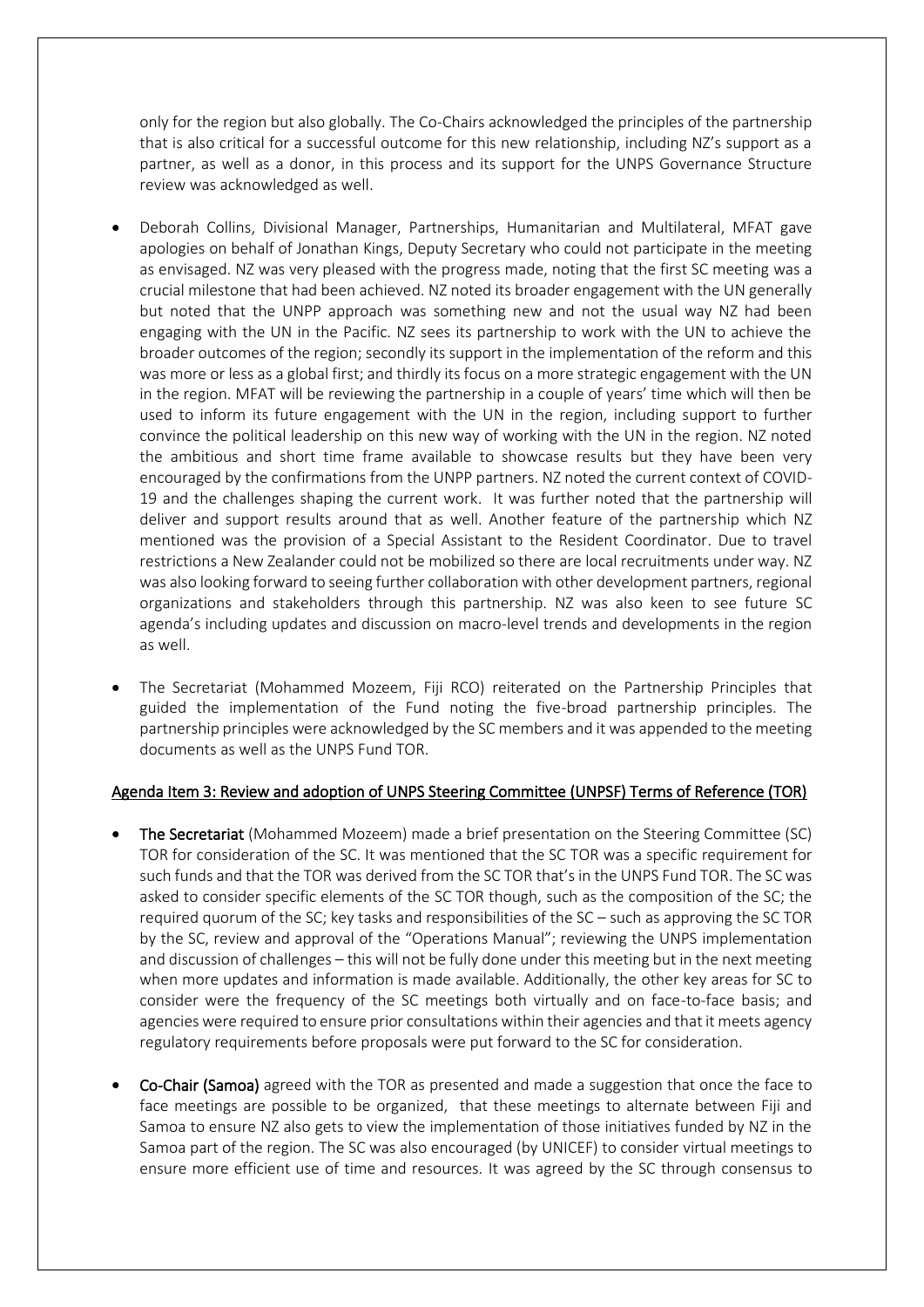only for the region but also globally. The Co-Chairs acknowledged the principles of the partnership that is also critical for a successful outcome for this new relationship, including NZ's support as a partner, as well as a donor, in this process and its support for the UNPS Governance Structure review was acknowledged as well.

- Deborah Collins, Divisional Manager, Partnerships, Humanitarian and Multilateral, MFAT gave apologies on behalf of Jonathan Kings, Deputy Secretary who could not participate in the meeting as envisaged. NZ was very pleased with the progress made, noting that the first SC meeting was a crucial milestone that had been achieved. NZ noted its broader engagement with the UN generally but noted that the UNPP approach was something new and not the usual way NZ had been engaging with the UN in the Pacific. NZ sees its partnership to work with the UN to achieve the broader outcomes of the region; secondly its support in the implementation of the reform and this was more or less as a global first; and thirdly its focus on a more strategic engagement with the UN in the region. MFAT will be reviewing the partnership in a couple of years' time which will then be used to inform its future engagement with the UN in the region, including support to further convince the political leadership on this new way of working with the UN in the region. NZ noted the ambitious and short time frame available to showcase results but they have been very encouraged by the confirmations from the UNPP partners. NZ noted the current context of COVID-19 and the challenges shaping the current work. It was further noted that the partnership will deliver and support results around that as well. Another feature of the partnership which NZ mentioned was the provision of a Special Assistant to the Resident Coordinator. Due to travel restrictions a New Zealander could not be mobilized so there are local recruitments under way. NZ was also looking forward to seeing further collaboration with other development partners, regional organizations and stakeholders through this partnership. NZ was also keen to see future SC agenda's including updates and discussion on macro-level trends and developments in the region as well.

- The Secretariat (Mohammed Mozeem, Fiji RCO) reiterated on the Partnership Principles that guided the implementation of the Fund noting the five-broad partnership principles. The partnership principles were acknowledged by the SC members and it was appended to the meeting documents as well as the UNPS Fund TOR.

## Agenda Item 3: Review and adoption of UNPS Steering Committee (UNPSF) Terms of Reference (TOR)

- **The Secretariat** (Mohammed Mozeem) made a brief presentation on the Steering Committee (SC) TOR for consideration of the SC. It was mentioned that the SC TOR was a specific requirement for such funds and that the TOR was derived from the SC TOR that's in the UNPS Fund TOR. The SC was asked to consider specific elements of the SC TOR though, such as the composition of the SC; the required quorum of the SC; key tasks and responsibilities of the SC – such as approving the SC TOR by the SC, review and approval of the "Operations Manual"; reviewing the UNPS implementation and discussion of challenges – this will not be fully done under this meeting but in the next meeting when more updates and information is made available. Additionally, the other key areas for SC to consider were the frequency of the SC meetings both virtually and on face-to-face basis; and agencies were required to ensure prior consultations within their agencies and that it meets agency regulatory requirements before proposals were put forward to the SC for consideration.

- **Co-Chair (Samoa)** agreed with the TOR as presented and made a suggestion that once the face to face meetings are possible to be organized, that these meetings to alternate between Fiji and Samoa to ensure NZ also gets to view the implementation of those initiatives funded by NZ in the Samoa part of the region. The SC was also encouraged (by UNICEF) to consider virtual meetings to ensure more efficient use of time and resources. It was agreed by the SC through consensus to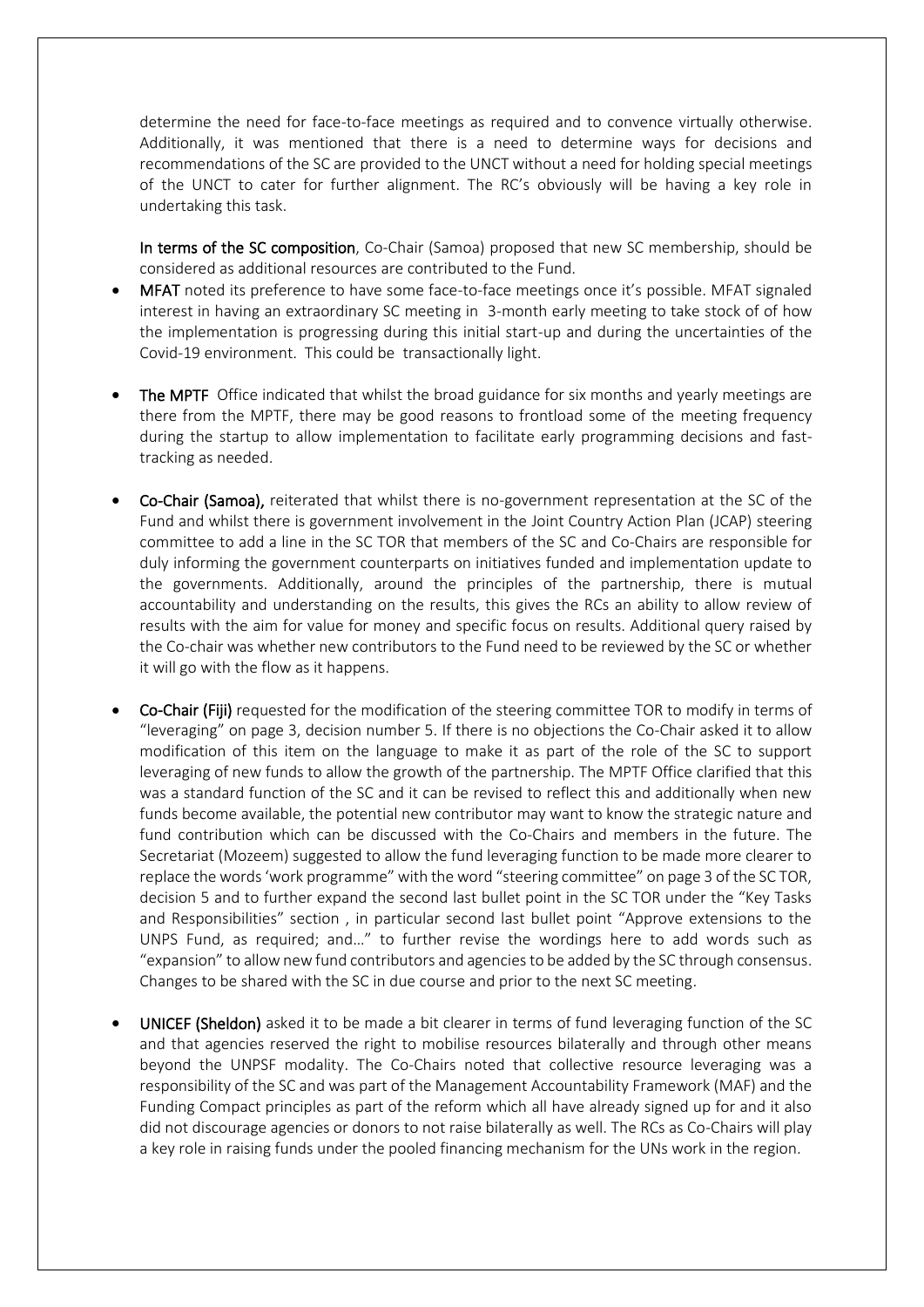determine the need for face-to-face meetings as required and to convence virtually otherwise. Additionally, it was mentioned that there is a need to determine ways for decisions and recommendations of the SC are provided to the UNCT without a need for holding special meetings of the UNCT to cater for further alignment. The RC's obviously will be having a key role in undertaking this task.

**In terms of the SC composition**, Co-Chair (Samoa) proposed that new SC membership, should be considered as additional resources are contributed to the Fund.

- **MFAT** noted its preference to have some face-to-face meetings once it's possible. MFAT signaled interest in having an extraordinary SC meeting in 3-month early meeting to take stock of of how the implementation is progressing during this initial start-up and during the uncertainties of the Covid-19 environment. This could be transactionally light.

- **The MPTF** Office indicated that whilst the broad guidance for six months and yearly meetings are there from the MPTF, there may be good reasons to frontload some of the meeting frequency during the startup to allow implementation to facilitate early programming decisions and fast-tracking as needed.

- **Co-Chair (Samoa),** reiterated that whilst there is no-government representation at the SC of the Fund and whilst there is government involvement in the Joint Country Action Plan (JCAP) steering committee to add a line in the SC TOR that members of the SC and Co-Chairs are responsible for duly informing the government counterparts on initiatives funded and implementation update to the governments. Additionally, around the principles of the partnership, there is mutual accountability and understanding on the results, this gives the RCs an ability to allow review of results with the aim for value for money and specific focus on results. Additional query raised by the Co-chair was whether new contributors to the Fund need to be reviewed by the SC or whether it will go with the flow as it happens.

- **Co-Chair (Fiji)** requested for the modification of the steering committee TOR to modify in terms of "leveraging" on page 3, decision number 5. If there is no objections the Co-Chair asked it to allow modification of this item on the language to make it as part of the role of the SC to support leveraging of new funds to allow the growth of the partnership. The MPTF Office clarified that this was a standard function of the SC and it can be revised to reflect this and additionally when new funds become available, the potential new contributor may want to know the strategic nature and fund contribution which can be discussed with the Co-Chairs and members in the future. The Secretariat (Mozeem) suggested to allow the fund leveraging function to be made more clearer to replace the words 'work programme" with the word "steering committee" on page 3 of the SC TOR, decision 5 and to further expand the second last bullet point in the SC TOR under the "Key Tasks and Responsibilities" section , in particular second last bullet point "Approve extensions to the UNPS Fund, as required; and…" to further revise the wordings here to add words such as "expansion" to allow new fund contributors and agencies to be added by the SC through consensus. Changes to be shared with the SC in due course and prior to the next SC meeting.

- **UNICEF (Sheldon)** asked it to be made a bit clearer in terms of fund leveraging function of the SC and that agencies reserved the right to mobilise resources bilaterally and through other means beyond the UNPSF modality. The Co-Chairs noted that collective resource leveraging was a responsibility of the SC and was part of the Management Accountability Framework (MAF) and the Funding Compact principles as part of the reform which all have already signed up for and it also did not discourage agencies or donors to not raise bilaterally as well. The RCs as Co-Chairs will play a key role in raising funds under the pooled financing mechanism for the UNs work in the region.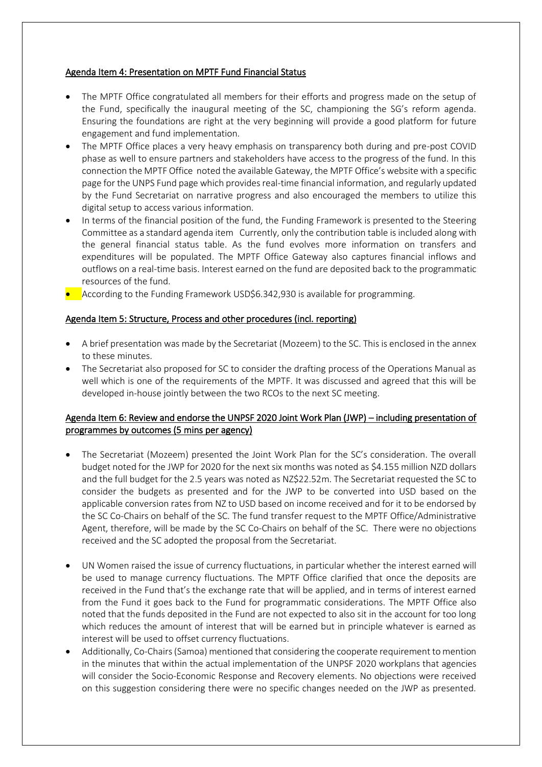**Agenda Item 4: Presentation on MPTF Fund Financial Status**

- The MPTF Office congratulated all members for their efforts and progress made on the setup of the Fund, specifically the inaugural meeting of the SC, championing the SG's reform agenda. Ensuring the foundations are right at the very beginning will provide a good platform for future engagement and fund implementation.
- The MPTF Office places a very heavy emphasis on transparency both during and pre-post COVID phase as well to ensure partners and stakeholders have access to the progress of the fund. In this connection the MPTF Office noted the available Gateway, the MPTF Office's website with a specific page for the UNPS Fund page which provides real-time financial information, and regularly updated by the Fund Secretariat on narrative progress and also encouraged the members to utilize this digital setup to access various information.
- In terms of the financial position of the fund, the Funding Framework is presented to the Steering Committee as a standard agenda item Currently, only the contribution table is included along with the general financial status table. As the fund evolves more information on transfers and expenditures will be populated. The MPTF Office Gateway also captures financial inflows and outflows on a real-time basis. Interest earned on the fund are deposited back to the programmatic resources of the fund.
- According to the Funding Framework USD$6.342,930 is available for programming.

**Agenda Item 5: Structure, Process and other procedures (incl. reporting)**

- A brief presentation was made by the Secretariat (Mozeem) to the SC. This is enclosed in the annex to these minutes.
- The Secretariat also proposed for SC to consider the drafting process of the Operations Manual as well which is one of the requirements of the MPTF. It was discussed and agreed that this will be developed in-house jointly between the two RCOs to the next SC meeting.

**Agenda Item 6: Review and endorse the UNPSF 2020 Joint Work Plan (JWP) – including presentation of programmes by outcomes (5 mins per agency)**

- The Secretariat (Mozeem) presented the Joint Work Plan for the SC's consideration. The overall budget noted for the JWP for 2020 for the next six months was noted as $4.155 million NZD dollars and the full budget for the 2.5 years was noted as NZ$22.52m. The Secretariat requested the SC to consider the budgets as presented and for the JWP to be converted into USD based on the applicable conversion rates from NZ to USD based on income received and for it to be endorsed by the SC Co-Chairs on behalf of the SC. The fund transfer request to the MPTF Office/Administrative Agent, therefore, will be made by the SC Co-Chairs on behalf of the SC. There were no objections received and the SC adopted the proposal from the Secretariat.
- UN Women raised the issue of currency fluctuations, in particular whether the interest earned will be used to manage currency fluctuations. The MPTF Office clarified that once the deposits are received in the Fund that's the exchange rate that will be applied, and in terms of interest earned from the Fund it goes back to the Fund for programmatic considerations. The MPTF Office also noted that the funds deposited in the Fund are not expected to also sit in the account for too long which reduces the amount of interest that will be earned but in principle whatever is earned as interest will be used to offset currency fluctuations.
- Additionally, Co-Chairs (Samoa) mentioned that considering the cooperate requirement to mention in the minutes that within the actual implementation of the UNPSF 2020 workplans that agencies will consider the Socio-Economic Response and Recovery elements. No objections were received on this suggestion considering there were no specific changes needed on the JWP as presented.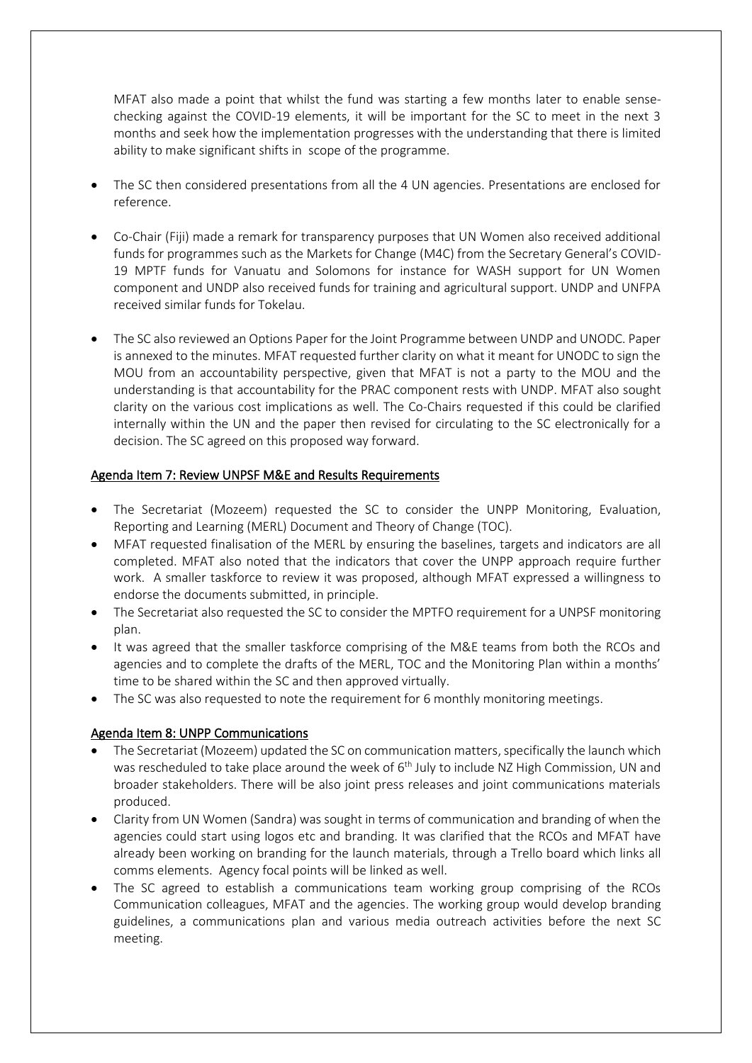MFAT also made a point that whilst the fund was starting a few months later to enable sense-checking against the COVID-19 elements, it will be important for the SC to meet in the next 3 months and seek how the implementation progresses with the understanding that there is limited ability to make significant shifts in scope of the programme.

- The SC then considered presentations from all the 4 UN agencies. Presentations are enclosed for reference.
- Co-Chair (Fiji) made a remark for transparency purposes that UN Women also received additional funds for programmes such as the Markets for Change (M4C) from the Secretary General's COVID-19 MPTF funds for Vanuatu and Solomons for instance for WASH support for UN Women component and UNDP also received funds for training and agricultural support. UNDP and UNFPA received similar funds for Tokelau.
- The SC also reviewed an Options Paper for the Joint Programme between UNDP and UNODC. Paper is annexed to the minutes. MFAT requested further clarity on what it meant for UNODC to sign the MOU from an accountability perspective, given that MFAT is not a party to the MOU and the understanding is that accountability for the PRAC component rests with UNDP. MFAT also sought clarity on the various cost implications as well. The Co-Chairs requested if this could be clarified internally within the UN and the paper then revised for circulating to the SC electronically for a decision. The SC agreed on this proposed way forward.

## Agenda Item 7: Review UNPSF M&E and Results Requirements

- The Secretariat (Mozeem) requested the SC to consider the UNPP Monitoring, Evaluation, Reporting and Learning (MERL) Document and Theory of Change (TOC).
- MFAT requested finalisation of the MERL by ensuring the baselines, targets and indicators are all completed. MFAT also noted that the indicators that cover the UNPP approach require further work. A smaller taskforce to review it was proposed, although MFAT expressed a willingness to endorse the documents submitted, in principle.
- The Secretariat also requested the SC to consider the MPTFO requirement for a UNPSF monitoring plan.
- It was agreed that the smaller taskforce comprising of the M&E teams from both the RCOs and agencies and to complete the drafts of the MERL, TOC and the Monitoring Plan within a months' time to be shared within the SC and then approved virtually.
- The SC was also requested to note the requirement for 6 monthly monitoring meetings.

## Agenda Item 8: UNPP Communications

- The Secretariat (Mozeem) updated the SC on communication matters, specifically the launch which was rescheduled to take place around the week of 6th July to include NZ High Commission, UN and broader stakeholders. There will be also joint press releases and joint communications materials produced.
- Clarity from UN Women (Sandra) was sought in terms of communication and branding of when the agencies could start using logos etc and branding. It was clarified that the RCOs and MFAT have already been working on branding for the launch materials, through a Trello board which links all comms elements. Agency focal points will be linked as well.
- The SC agreed to establish a communications team working group comprising of the RCOs Communication colleagues, MFAT and the agencies. The working group would develop branding guidelines, a communications plan and various media outreach activities before the next SC meeting.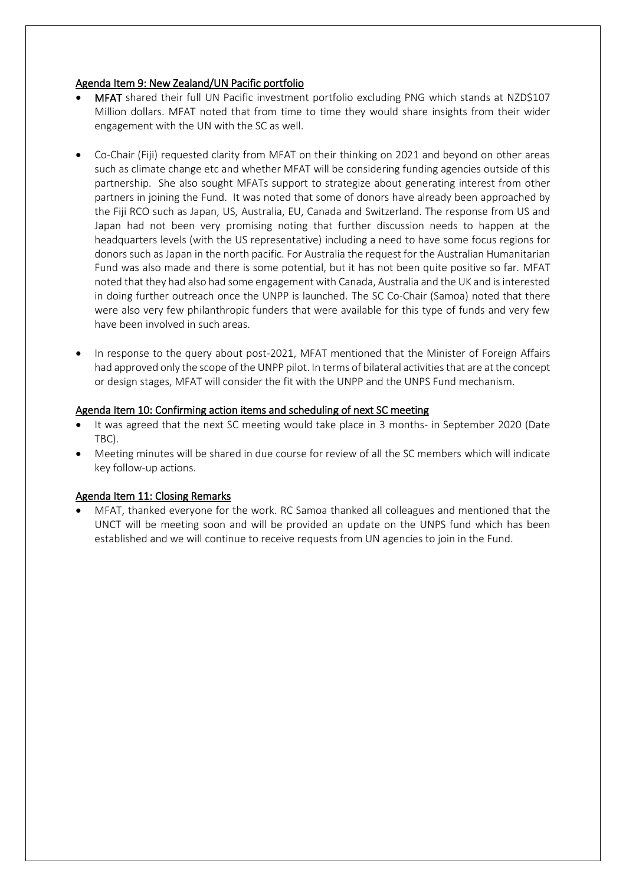## Agenda Item 9: New Zealand/UN Pacific portfolio

- **MFAT** shared their full UN Pacific investment portfolio excluding PNG which stands at NZD$107 Million dollars. MFAT noted that from time to time they would share insights from their wider engagement with the UN with the SC as well.

- Co-Chair (Fiji) requested clarity from MFAT on their thinking on 2021 and beyond on other areas such as climate change etc and whether MFAT will be considering funding agencies outside of this partnership. She also sought MFATs support to strategize about generating interest from other partners in joining the Fund. It was noted that some of donors have already been approached by the Fiji RCO such as Japan, US, Australia, EU, Canada and Switzerland. The response from US and Japan had not been very promising noting that further discussion needs to happen at the headquarters levels (with the US representative) including a need to have some focus regions for donors such as Japan in the north pacific. For Australia the request for the Australian Humanitarian Fund was also made and there is some potential, but it has not been quite positive so far. MFAT noted that they had also had some engagement with Canada, Australia and the UK and is interested in doing further outreach once the UNPP is launched. The SC Co-Chair (Samoa) noted that there were also very few philanthropic funders that were available for this type of funds and very few have been involved in such areas.

- In response to the query about post-2021, MFAT mentioned that the Minister of Foreign Affairs had approved only the scope of the UNPP pilot. In terms of bilateral activities that are at the concept or design stages, MFAT will consider the fit with the UNPP and the UNPS Fund mechanism.

## Agenda Item 10: Confirming action items and scheduling of next SC meeting

- It was agreed that the next SC meeting would take place in 3 months- in September 2020 (Date TBC).
- Meeting minutes will be shared in due course for review of all the SC members which will indicate key follow-up actions.

## Agenda Item 11: Closing Remarks

- MFAT, thanked everyone for the work. RC Samoa thanked all colleagues and mentioned that the UNCT will be meeting soon and will be provided an update on the UNPS fund which has been established and we will continue to receive requests from UN agencies to join in the Fund.